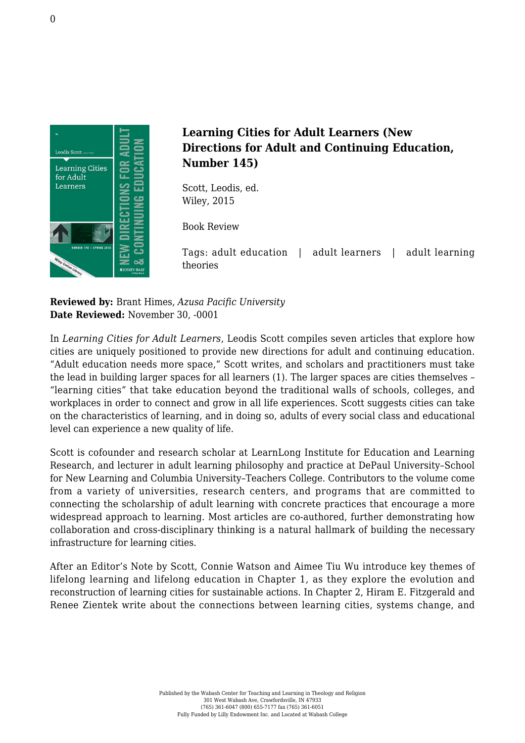# Learning Cities for Adult Learners (New Directions for Adult and Continuing Education, Number 145)

Scott, Leodis, ed.
Wiley, 2015

Book Review

Tags: adult education | adult learners | adult learning theories

**Reviewed by:** Brant Himes, *Azusa Pacific University*
**Date Reviewed:** November 30, -0001

In *Learning Cities for Adult Learners*, Leodis Scott compiles seven articles that explore how cities are uniquely positioned to provide new directions for adult and continuing education. "Adult education needs more space," Scott writes, and scholars and practitioners must take the lead in building larger spaces for all learners (1). The larger spaces are cities themselves – "learning cities" that take education beyond the traditional walls of schools, colleges, and workplaces in order to connect and grow in all life experiences. Scott suggests cities can take on the characteristics of learning, and in doing so, adults of every social class and educational level can experience a new quality of life.

Scott is cofounder and research scholar at LearnLong Institute for Education and Learning Research, and lecturer in adult learning philosophy and practice at DePaul University–School for New Learning and Columbia University–Teachers College. Contributors to the volume come from a variety of universities, research centers, and programs that are committed to connecting the scholarship of adult learning with concrete practices that encourage a more widespread approach to learning. Most articles are co-authored, further demonstrating how collaboration and cross-disciplinary thinking is a natural hallmark of building the necessary infrastructure for learning cities.

After an Editor's Note by Scott, Connie Watson and Aimee Tiu Wu introduce key themes of lifelong learning and lifelong education in Chapter 1, as they explore the evolution and reconstruction of learning cities for sustainable actions. In Chapter 2, Hiram E. Fitzgerald and Renee Zientek write about the connections between learning cities, systems change, and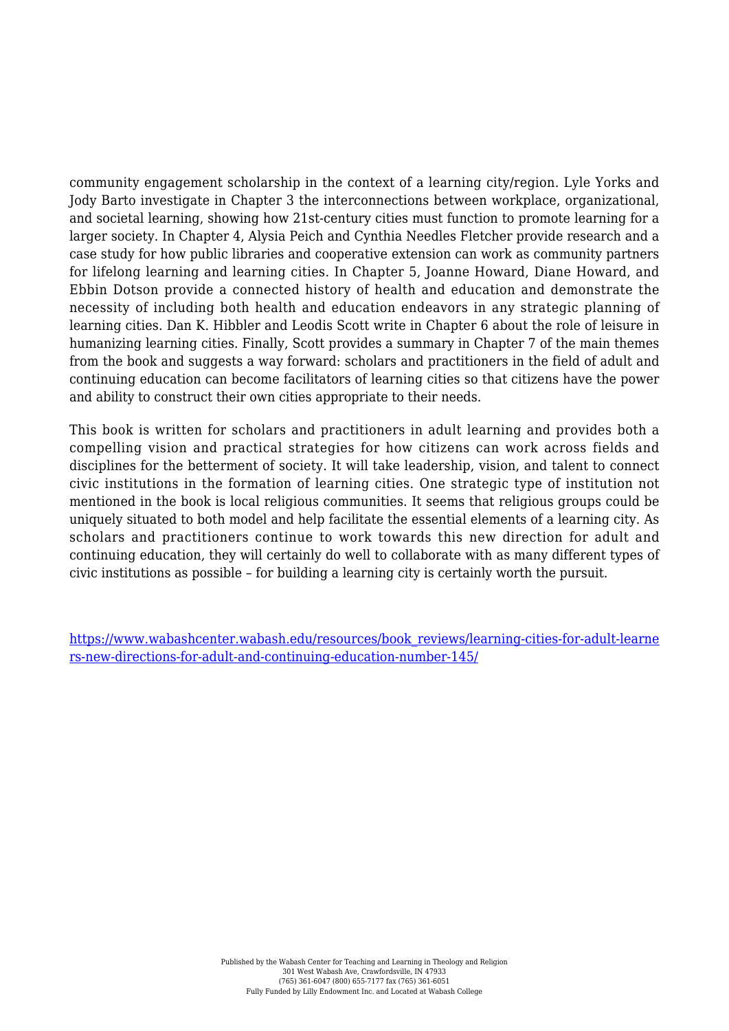community engagement scholarship in the context of a learning city/region. Lyle Yorks and Jody Barto investigate in Chapter 3 the interconnections between workplace, organizational, and societal learning, showing how 21st-century cities must function to promote learning for a larger society. In Chapter 4, Alysia Peich and Cynthia Needles Fletcher provide research and a case study for how public libraries and cooperative extension can work as community partners for lifelong learning and learning cities. In Chapter 5, Joanne Howard, Diane Howard, and Ebbin Dotson provide a connected history of health and education and demonstrate the necessity of including both health and education endeavors in any strategic planning of learning cities. Dan K. Hibbler and Leodis Scott write in Chapter 6 about the role of leisure in humanizing learning cities. Finally, Scott provides a summary in Chapter 7 of the main themes from the book and suggests a way forward: scholars and practitioners in the field of adult and continuing education can become facilitators of learning cities so that citizens have the power and ability to construct their own cities appropriate to their needs.

This book is written for scholars and practitioners in adult learning and provides both a compelling vision and practical strategies for how citizens can work across fields and disciplines for the betterment of society. It will take leadership, vision, and talent to connect civic institutions in the formation of learning cities. One strategic type of institution not mentioned in the book is local religious communities. It seems that religious groups could be uniquely situated to both model and help facilitate the essential elements of a learning city. As scholars and practitioners continue to work towards this new direction for adult and continuing education, they will certainly do well to collaborate with as many different types of civic institutions as possible – for building a learning city is certainly worth the pursuit.

[https://www.wabashcenter.wabash.edu/resources/book_reviews/learning-cities-for-adult-learners-new-directions-for-adult-and-continuing-education-number-145/](https://www.wabashcenter.wabash.edu/resources/book_reviews/learning-cities-for-adult-learners-new-directions-for-adult-and-continuing-education-number-145/)

Published by the Wabash Center for Teaching and Learning in Theology and Religion
301 West Wabash Ave, Crawfordsville, IN 47933
(765) 361-6047 (800) 655-7177 fax (765) 361-6051
Fully Funded by Lilly Endowment Inc. and Located at Wabash College